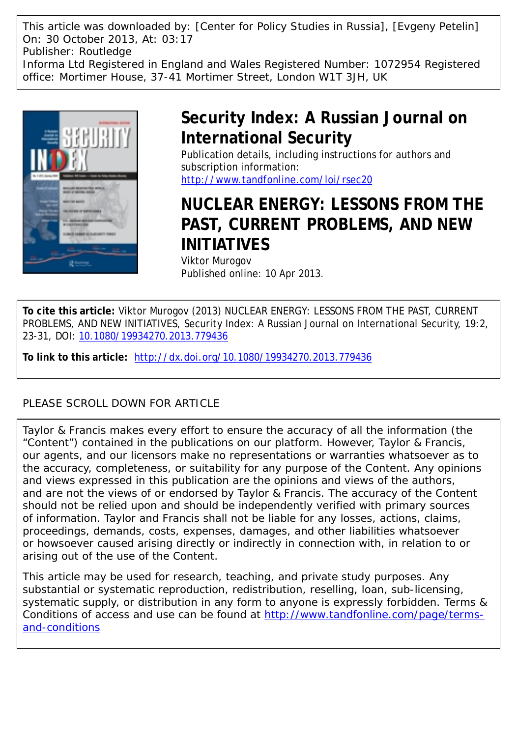This article was downloaded by: [Center for Policy Studies in Russia], [Evgeny Petelin]
On: 30 October 2013, At: 03:17
Publisher: Routledge
Informa Ltd Registered in England and Wales Registered Number: 1072954 Registered office: Mortimer House, 37-41 Mortimer Street, London W1T 3JH, UK

# Security Index: A Russian Journal on International Security

Publication details, including instructions for authors and subscription information:
http://www.tandfonline.com/loi/rsec20

# NUCLEAR ENERGY: LESSONS FROM THE PAST, CURRENT PROBLEMS, AND NEW INITIATIVES

Viktor Murogov
Published online: 10 Apr 2013.

**To cite this article:** Viktor Murogov (2013) NUCLEAR ENERGY: LESSONS FROM THE PAST, CURRENT PROBLEMS, AND NEW INITIATIVES, Security Index: A Russian Journal on International Security, 19:2, 23-31, DOI: 10.1080/19934270.2013.779436

**To link to this article:** http://dx.doi.org/10.1080/19934270.2013.779436

PLEASE SCROLL DOWN FOR ARTICLE

Taylor & Francis makes every effort to ensure the accuracy of all the information (the "Content") contained in the publications on our platform. However, Taylor & Francis, our agents, and our licensors make no representations or warranties whatsoever as to the accuracy, completeness, or suitability for any purpose of the Content. Any opinions and views expressed in this publication are the opinions and views of the authors, and are not the views of or endorsed by Taylor & Francis. The accuracy of the Content should not be relied upon and should be independently verified with primary sources of information. Taylor and Francis shall not be liable for any losses, actions, claims, proceedings, demands, costs, expenses, damages, and other liabilities whatsoever or howsoever caused arising directly or indirectly in connection with, in relation to or arising out of the use of the Content.

This article may be used for research, teaching, and private study purposes. Any substantial or systematic reproduction, redistribution, reselling, loan, sub-licensing, systematic supply, or distribution in any form to anyone is expressly forbidden. Terms & Conditions of access and use can be found at http://www.tandfonline.com/page/terms-and-conditions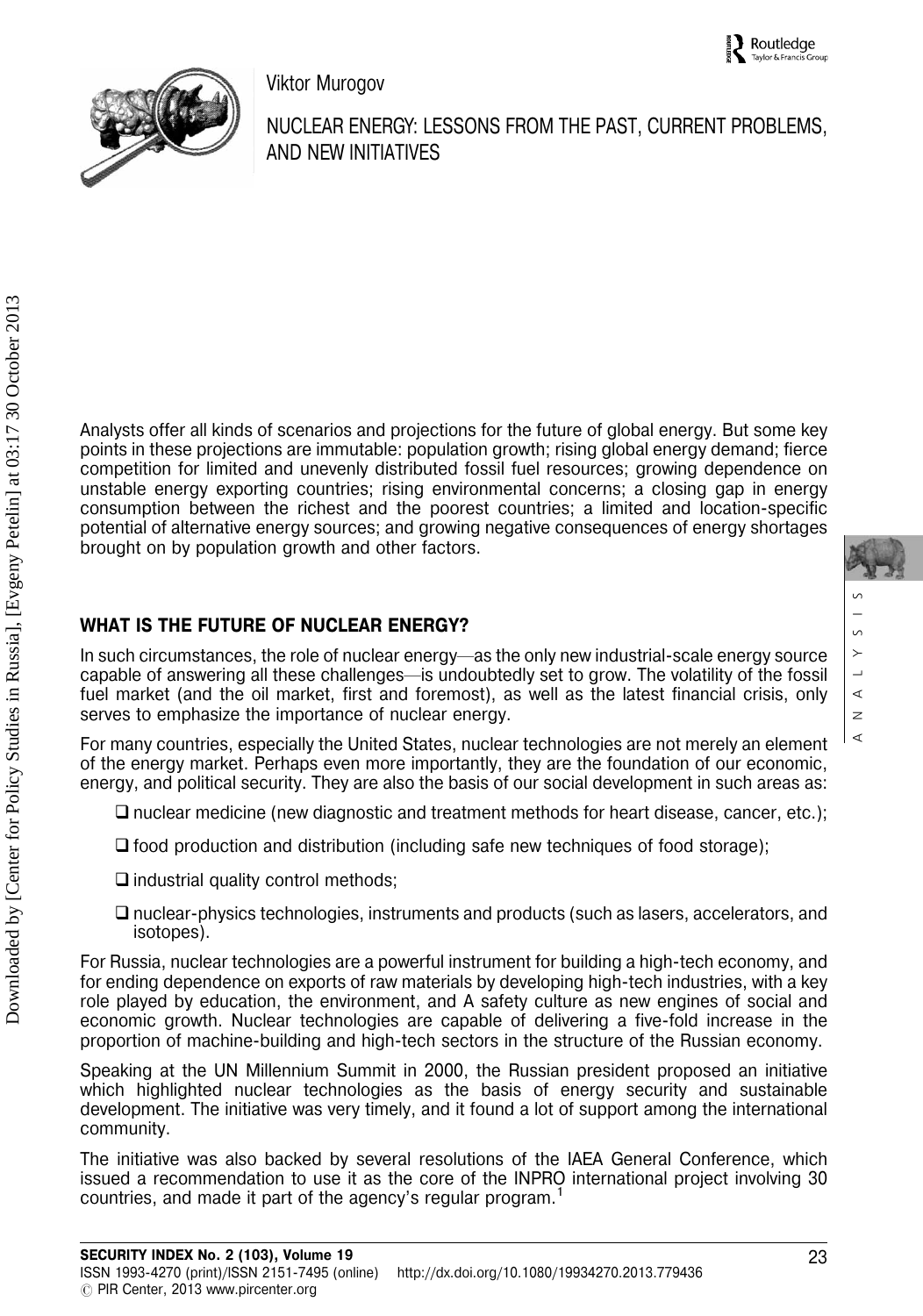Viktor Murogov

# NUCLEAR ENERGY: LESSONS FROM THE PAST, CURRENT PROBLEMS, AND NEW INITIATIVES

Analysts offer all kinds of scenarios and projections for the future of global energy. But some key points in these projections are immutable: population growth; rising global energy demand; fierce competition for limited and unevenly distributed fossil fuel resources; growing dependence on unstable energy exporting countries; rising environmental concerns; a closing gap in energy consumption between the richest and the poorest countries; a limited and location-specific potential of alternative energy sources; and growing negative consequences of energy shortages brought on by population growth and other factors.

## WHAT IS THE FUTURE OF NUCLEAR ENERGY?

In such circumstances, the role of nuclear energy—as the only new industrial-scale energy source capable of answering all these challenges—is undoubtedly set to grow. The volatility of the fossil fuel market (and the oil market, first and foremost), as well as the latest financial crisis, only serves to emphasize the importance of nuclear energy.

For many countries, especially the United States, nuclear technologies are not merely an element of the energy market. Perhaps even more importantly, they are the foundation of our economic, energy, and political security. They are also the basis of our social development in such areas as:

- nuclear medicine (new diagnostic and treatment methods for heart disease, cancer, etc.);
- food production and distribution (including safe new techniques of food storage);
- industrial quality control methods;
- nuclear-physics technologies, instruments and products (such as lasers, accelerators, and isotopes).

For Russia, nuclear technologies are a powerful instrument for building a high-tech economy, and for ending dependence on exports of raw materials by developing high-tech industries, with a key role played by education, the environment, and A safety culture as new engines of social and economic growth. Nuclear technologies are capable of delivering a five-fold increase in the proportion of machine-building and high-tech sectors in the structure of the Russian economy.

Speaking at the UN Millennium Summit in 2000, the Russian president proposed an initiative which highlighted nuclear technologies as the basis of energy security and sustainable development. The initiative was very timely, and it found a lot of support among the international community.

The initiative was also backed by several resolutions of the IAEA General Conference, which issued a recommendation to use it as the core of the INPRO international project involving 30 countries, and made it part of the agency's regular program.[1]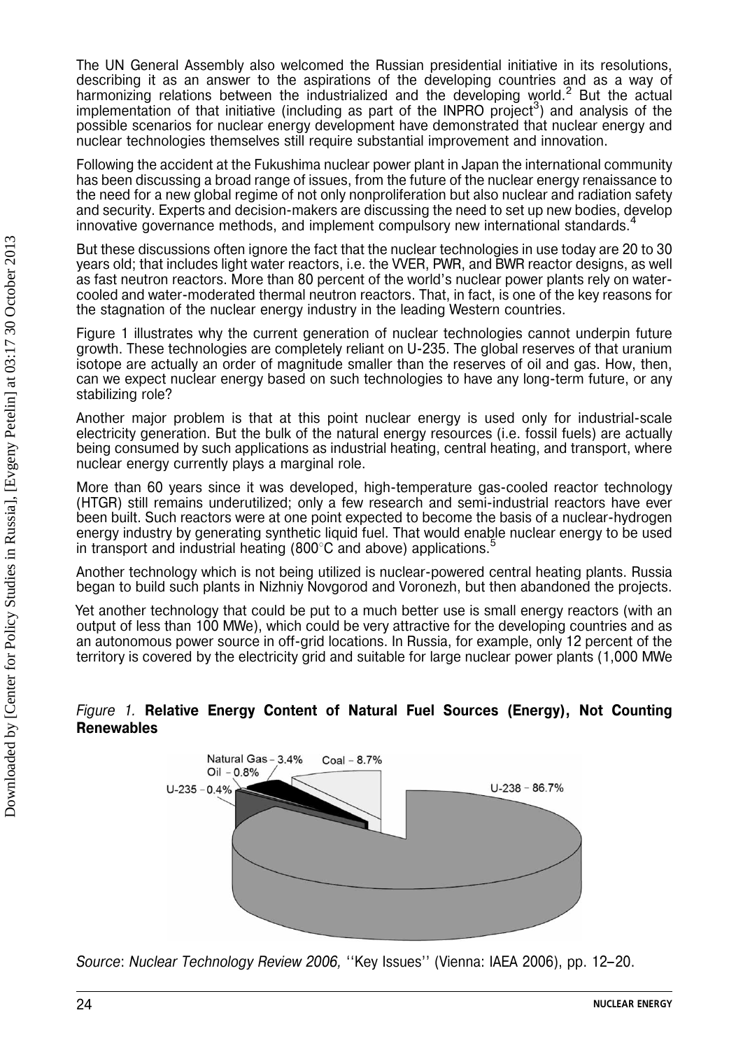The UN General Assembly also welcomed the Russian presidential initiative in its resolutions, describing it as an answer to the aspirations of the developing countries and as a way of harmonizing relations between the industrialized and the developing world.[2] But the actual implementation of that initiative (including as part of the INPRO project[3]) and analysis of the possible scenarios for nuclear energy development have demonstrated that nuclear energy and nuclear technologies themselves still require substantial improvement and innovation.

Following the accident at the Fukushima nuclear power plant in Japan the international community has been discussing a broad range of issues, from the future of the nuclear energy renaissance to the need for a new global regime of not only nonproliferation but also nuclear and radiation safety and security. Experts and decision-makers are discussing the need to set up new bodies, develop innovative governance methods, and implement compulsory new international standards.[4]

But these discussions often ignore the fact that the nuclear technologies in use today are 20 to 30 years old; that includes light water reactors, i.e. the VVER, PWR, and BWR reactor designs, as well as fast neutron reactors. More than 80 percent of the world's nuclear power plants rely on water-cooled and water-moderated thermal neutron reactors. That, in fact, is one of the key reasons for the stagnation of the nuclear energy industry in the leading Western countries.

Figure 1 illustrates why the current generation of nuclear technologies cannot underpin future growth. These technologies are completely reliant on U-235. The global reserves of that uranium isotope are actually an order of magnitude smaller than the reserves of oil and gas. How, then, can we expect nuclear energy based on such technologies to have any long-term future, or any stabilizing role?

Another major problem is that at this point nuclear energy is used only for industrial-scale electricity generation. But the bulk of the natural energy resources (i.e. fossil fuels) are actually being consumed by such applications as industrial heating, central heating, and transport, where nuclear energy currently plays a marginal role.

More than 60 years since it was developed, high-temperature gas-cooled reactor technology (HTGR) still remains underutilized; only a few research and semi-industrial reactors have ever been built. Such reactors were at one point expected to become the basis of a nuclear-hydrogen energy industry by generating synthetic liquid fuel. That would enable nuclear energy to be used in transport and industrial heating (800°C and above) applications.[5]

Another technology which is not being utilized is nuclear-powered central heating plants. Russia began to build such plants in Nizhniy Novgorod and Voronezh, but then abandoned the projects.

Yet another technology that could be put to a much better use is small energy reactors (with an output of less than 100 MWe), which could be very attractive for the developing countries and as an autonomous power source in off-grid locations. In Russia, for example, only 12 percent of the territory is covered by the electricity grid and suitable for large nuclear power plants (1,000 MWe

*Figure 1.* **Relative Energy Content of Natural Fuel Sources (Energy), Not Counting Renewables**

Natural Gas – 3.4%; Oil – 0.8%; Coal – 8.7%; U-235 – 0.4%; U-238 – 86.7%

*Source*: *Nuclear Technology Review 2006,* "Key Issues" (Vienna: IAEA 2006), pp. 12–20.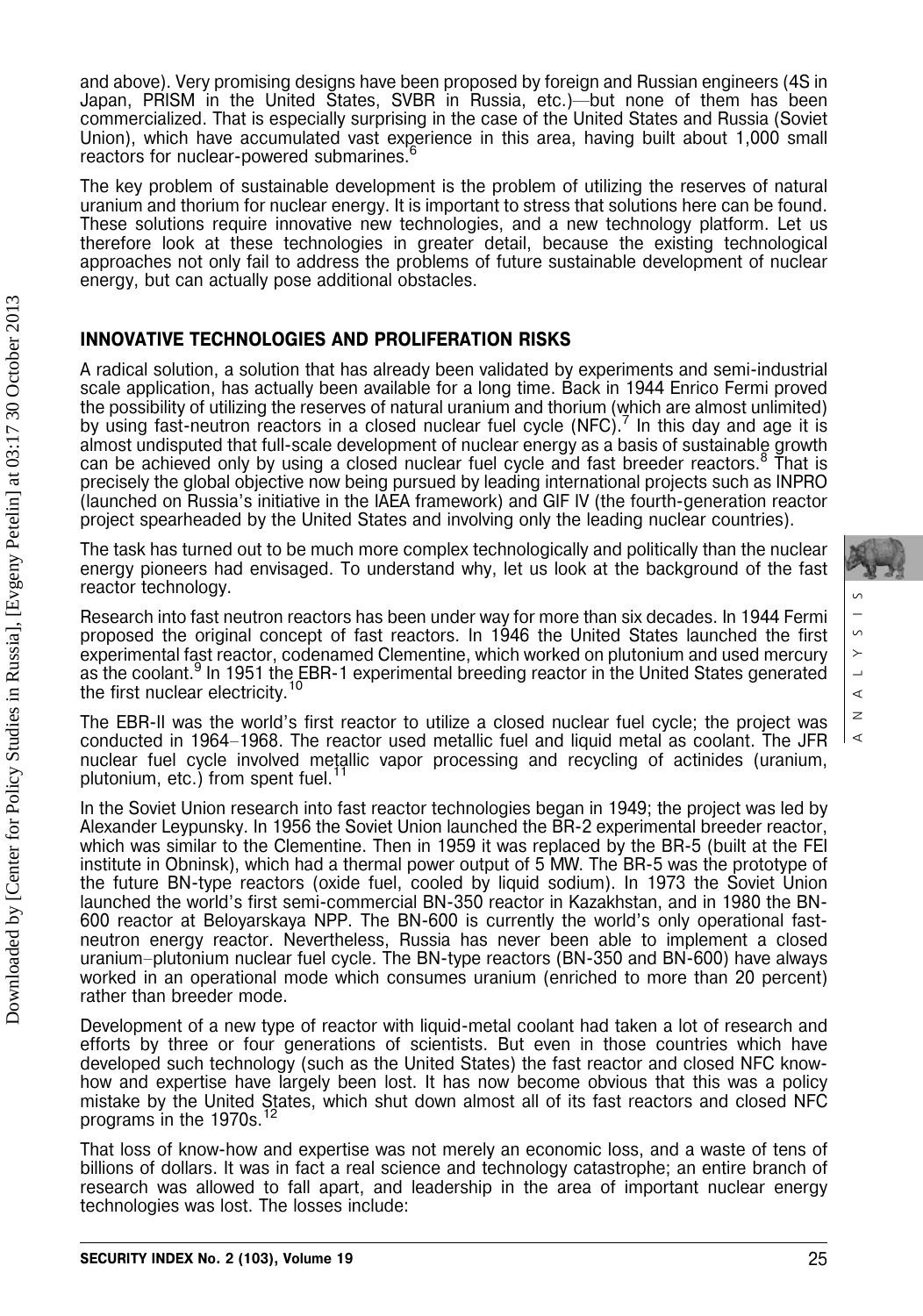and above). Very promising designs have been proposed by foreign and Russian engineers (4S in Japan, PRISM in the United States, SVBR in Russia, etc.)—but none of them has been commercialized. That is especially surprising in the case of the United States and Russia (Soviet Union), which have accumulated vast experience in this area, having built about 1,000 small reactors for nuclear-powered submarines.[6]

The key problem of sustainable development is the problem of utilizing the reserves of natural uranium and thorium for nuclear energy. It is important to stress that solutions here can be found. These solutions require innovative new technologies, and a new technology platform. Let us therefore look at these technologies in greater detail, because the existing technological approaches not only fail to address the problems of future sustainable development of nuclear energy, but can actually pose additional obstacles.

## INNOVATIVE TECHNOLOGIES AND PROLIFERATION RISKS

A radical solution, a solution that has already been validated by experiments and semi-industrial scale application, has actually been available for a long time. Back in 1944 Enrico Fermi proved the possibility of utilizing the reserves of natural uranium and thorium (which are almost unlimited) by using fast-neutron reactors in a closed nuclear fuel cycle (NFC).[7] In this day and age it is almost undisputed that full-scale development of nuclear energy as a basis of sustainable growth can be achieved only by using a closed nuclear fuel cycle and fast breeder reactors.[8] That is precisely the global objective now being pursued by leading international projects such as INPRO (launched on Russia's initiative in the IAEA framework) and GIF IV (the fourth-generation reactor project spearheaded by the United States and involving only the leading nuclear countries).

The task has turned out to be much more complex technologically and politically than the nuclear energy pioneers had envisaged. To understand why, let us look at the background of the fast reactor technology.

Research into fast neutron reactors has been under way for more than six decades. In 1944 Fermi proposed the original concept of fast reactors. In 1946 the United States launched the first experimental fast reactor, codenamed Clementine, which worked on plutonium and used mercury as the coolant.[9] In 1951 the EBR-1 experimental breeding reactor in the United States generated the first nuclear electricity.[10]

The EBR-II was the world's first reactor to utilize a closed nuclear fuel cycle; the project was conducted in 1964–1968. The reactor used metallic fuel and liquid metal as coolant. The JFR nuclear fuel cycle involved metallic vapor processing and recycling of actinides (uranium, plutonium, etc.) from spent fuel.[11]

In the Soviet Union research into fast reactor technologies began in 1949; the project was led by Alexander Leypunsky. In 1956 the Soviet Union launched the BR-2 experimental breeder reactor, which was similar to the Clementine. Then in 1959 it was replaced by the BR-5 (built at the FEI institute in Obninsk), which had a thermal power output of 5 MW. The BR-5 was the prototype of the future BN-type reactors (oxide fuel, cooled by liquid sodium). In 1973 the Soviet Union launched the world's first semi-commercial BN-350 reactor in Kazakhstan, and in 1980 the BN-600 reactor at Beloyarskaya NPP. The BN-600 is currently the world's only operational fast-neutron energy reactor. Nevertheless, Russia has never been able to implement a closed uranium–plutonium nuclear fuel cycle. The BN-type reactors (BN-350 and BN-600) have always worked in an operational mode which consumes uranium (enriched to more than 20 percent) rather than breeder mode.

Development of a new type of reactor with liquid-metal coolant had taken a lot of research and efforts by three or four generations of scientists. But even in those countries which have developed such technology (such as the United States) the fast reactor and closed NFC know-how and expertise have largely been lost. It has now become obvious that this was a policy mistake by the United States, which shut down almost all of its fast reactors and closed NFC programs in the 1970s.[12]

That loss of know-how and expertise was not merely an economic loss, and a waste of tens of billions of dollars. It was in fact a real science and technology catastrophe; an entire branch of research was allowed to fall apart, and leadership in the area of important nuclear energy technologies was lost. The losses include: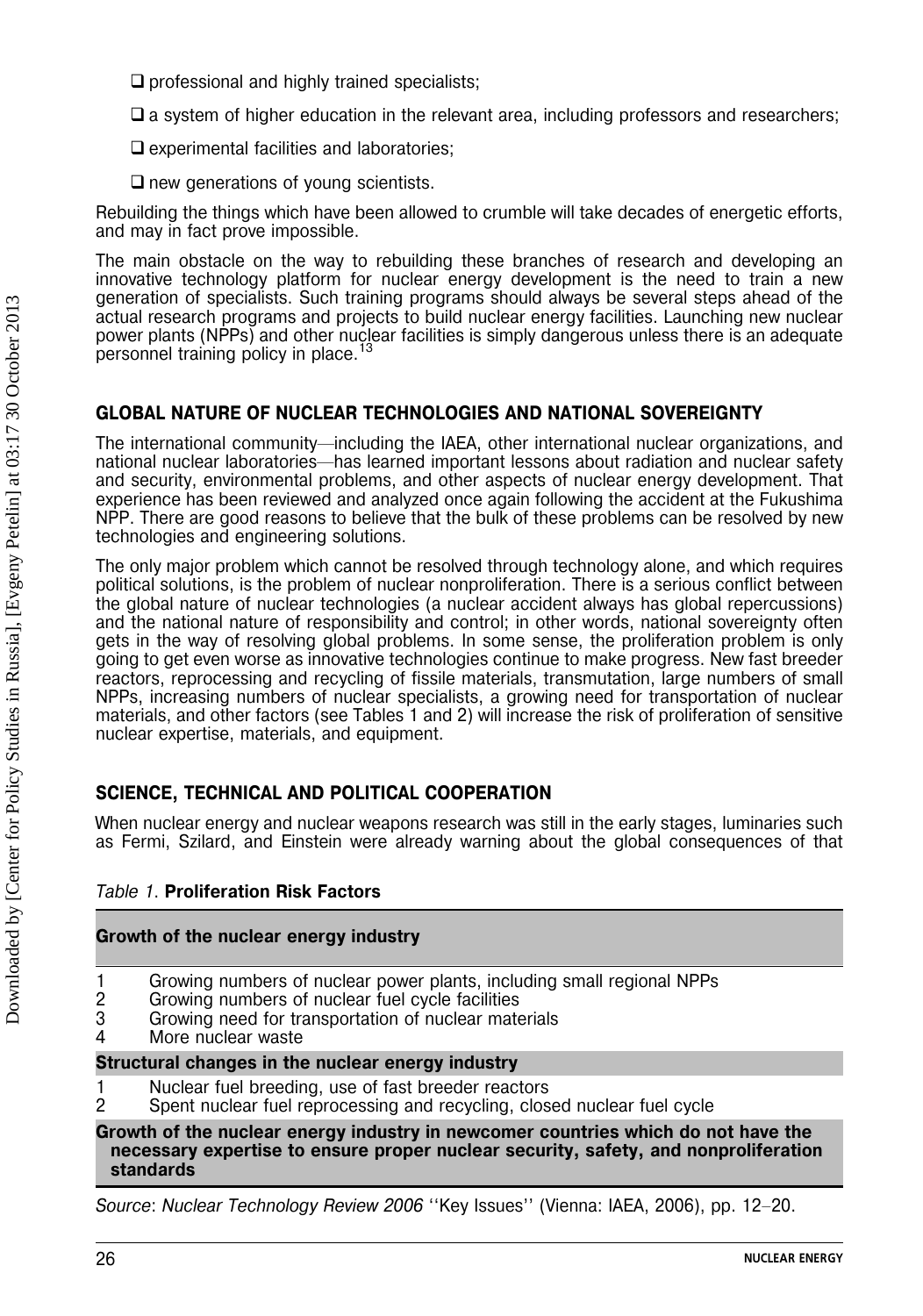- ❑ professional and highly trained specialists;
- ❑ a system of higher education in the relevant area, including professors and researchers;
- ❑ experimental facilities and laboratories;
- ❑ new generations of young scientists.

Rebuilding the things which have been allowed to crumble will take decades of energetic efforts, and may in fact prove impossible.

The main obstacle on the way to rebuilding these branches of research and developing an innovative technology platform for nuclear energy development is the need to train a new generation of specialists. Such training programs should always be several steps ahead of the actual research programs and projects to build nuclear energy facilities. Launching new nuclear power plants (NPPs) and other nuclear facilities is simply dangerous unless there is an adequate personnel training policy in place.[13]

## GLOBAL NATURE OF NUCLEAR TECHNOLOGIES AND NATIONAL SOVEREIGNTY

The international community—including the IAEA, other international nuclear organizations, and national nuclear laboratories—has learned important lessons about radiation and nuclear safety and security, environmental problems, and other aspects of nuclear energy development. That experience has been reviewed and analyzed once again following the accident at the Fukushima NPP. There are good reasons to believe that the bulk of these problems can be resolved by new technologies and engineering solutions.

The only major problem which cannot be resolved through technology alone, and which requires political solutions, is the problem of nuclear nonproliferation. There is a serious conflict between the global nature of nuclear technologies (a nuclear accident always has global repercussions) and the national nature of responsibility and control; in other words, national sovereignty often gets in the way of resolving global problems. In some sense, the proliferation problem is only going to get even worse as innovative technologies continue to make progress. New fast breeder reactors, reprocessing and recycling of fissile materials, transmutation, large numbers of small NPPs, increasing numbers of nuclear specialists, a growing need for transportation of nuclear materials, and other factors (see Tables 1 and 2) will increase the risk of proliferation of sensitive nuclear expertise, materials, and equipment.

## SCIENCE, TECHNICAL AND POLITICAL COOPERATION

When nuclear energy and nuclear weapons research was still in the early stages, luminaries such as Fermi, Szilard, and Einstein were already warning about the global consequences of that

*Table 1.* **Proliferation Risk Factors**

| | |
|---|---|
| **Growth of the nuclear energy industry** | |
| 1 | Growing numbers of nuclear power plants, including small regional NPPs |
| 2 | Growing numbers of nuclear fuel cycle facilities |
| 3 | Growing need for transportation of nuclear materials |
| 4 | More nuclear waste |
| **Structural changes in the nuclear energy industry** | |
| 1 | Nuclear fuel breeding, use of fast breeder reactors |
| 2 | Spent nuclear fuel reprocessing and recycling, closed nuclear fuel cycle |
| **Growth of the nuclear energy industry in newcomer countries which do not have the necessary expertise to ensure proper nuclear security, safety, and nonproliferation standards** | |

Source: *Nuclear Technology Review 2006* ''Key Issues'' (Vienna: IAEA, 2006), pp. 12–20.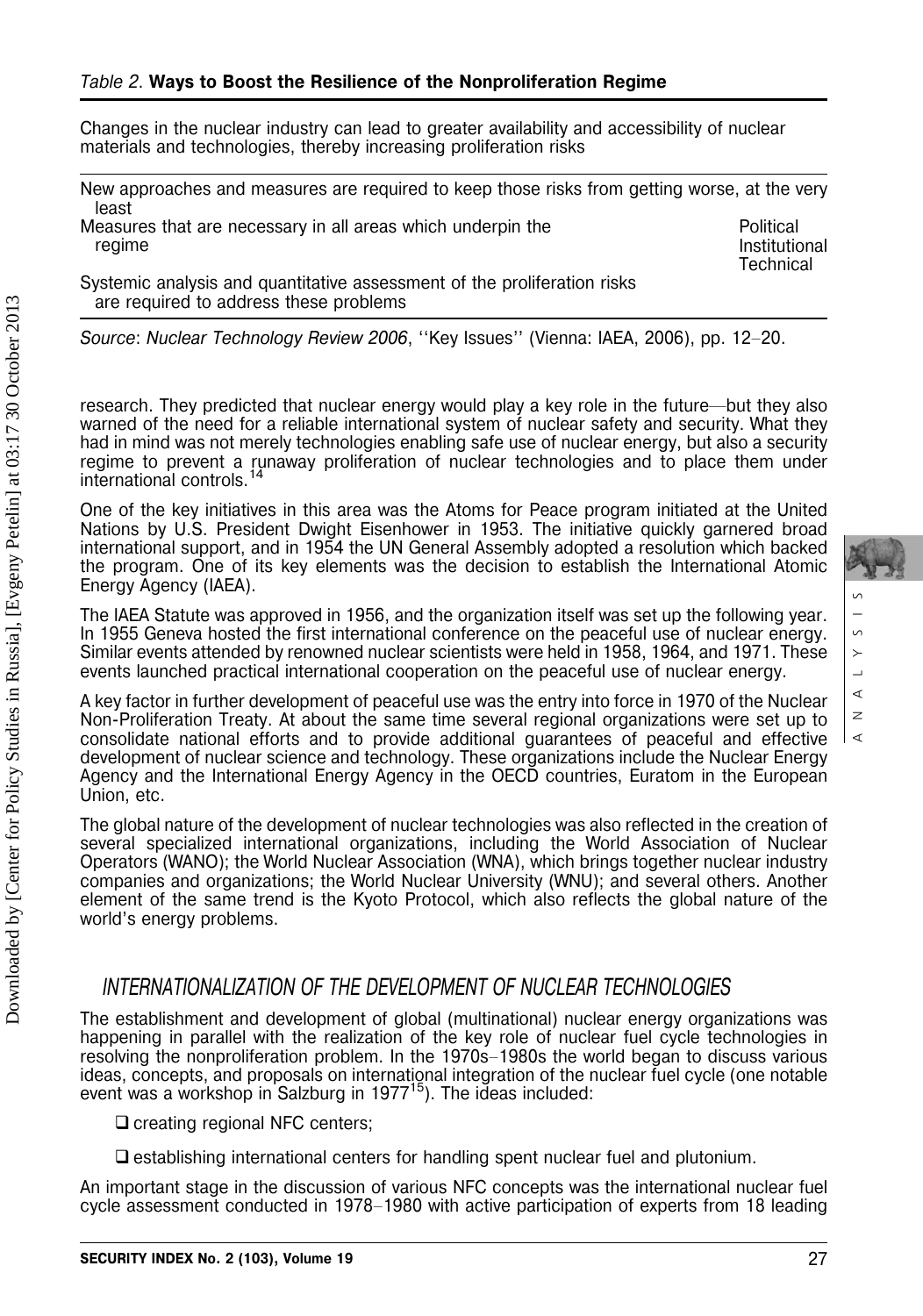*Table 2*. **Ways to Boost the Resilience of the Nonproliferation Regime**

| | |
|---|---|
| Changes in the nuclear industry can lead to greater availability and accessibility of nuclear materials and technologies, thereby increasing proliferation risks | |
| New approaches and measures are required to keep those risks from getting worse, at the very least | |
| Measures that are necessary in all areas which underpin the regime | Political<br>Institutional<br>Technical |
| Systemic analysis and quantitative assessment of the proliferation risks are required to address these problems | |

*Source*: *Nuclear Technology Review 2006*, ''Key Issues'' (Vienna: IAEA, 2006), pp. 12–20.

research. They predicted that nuclear energy would play a key role in the future—but they also warned of the need for a reliable international system of nuclear safety and security. What they had in mind was not merely technologies enabling safe use of nuclear energy, but also a security regime to prevent a runaway proliferation of nuclear technologies and to place them under international controls.[14]

One of the key initiatives in this area was the Atoms for Peace program initiated at the United Nations by U.S. President Dwight Eisenhower in 1953. The initiative quickly garnered broad international support, and in 1954 the UN General Assembly adopted a resolution which backed the program. One of its key elements was the decision to establish the International Atomic Energy Agency (IAEA).

The IAEA Statute was approved in 1956, and the organization itself was set up the following year. In 1955 Geneva hosted the first international conference on the peaceful use of nuclear energy. Similar events attended by renowned nuclear scientists were held in 1958, 1964, and 1971. These events launched practical international cooperation on the peaceful use of nuclear energy.

A key factor in further development of peaceful use was the entry into force in 1970 of the Nuclear Non-Proliferation Treaty. At about the same time several regional organizations were set up to consolidate national efforts and to provide additional guarantees of peaceful and effective development of nuclear science and technology. These organizations include the Nuclear Energy Agency and the International Energy Agency in the OECD countries, Euratom in the European Union, etc.

The global nature of the development of nuclear technologies was also reflected in the creation of several specialized international organizations, including the World Association of Nuclear Operators (WANO); the World Nuclear Association (WNA), which brings together nuclear industry companies and organizations; the World Nuclear University (WNU); and several others. Another element of the same trend is the Kyoto Protocol, which also reflects the global nature of the world's energy problems.

## INTERNATIONALIZATION OF THE DEVELOPMENT OF NUCLEAR TECHNOLOGIES

The establishment and development of global (multinational) nuclear energy organizations was happening in parallel with the realization of the key role of nuclear fuel cycle technologies in resolving the nonproliferation problem. In the 1970s–1980s the world began to discuss various ideas, concepts, and proposals on international integration of the nuclear fuel cycle (one notable event was a workshop in Salzburg in 1977[15]). The ideas included:

- creating regional NFC centers;
- establishing international centers for handling spent nuclear fuel and plutonium.

An important stage in the discussion of various NFC concepts was the international nuclear fuel cycle assessment conducted in 1978–1980 with active participation of experts from 18 leading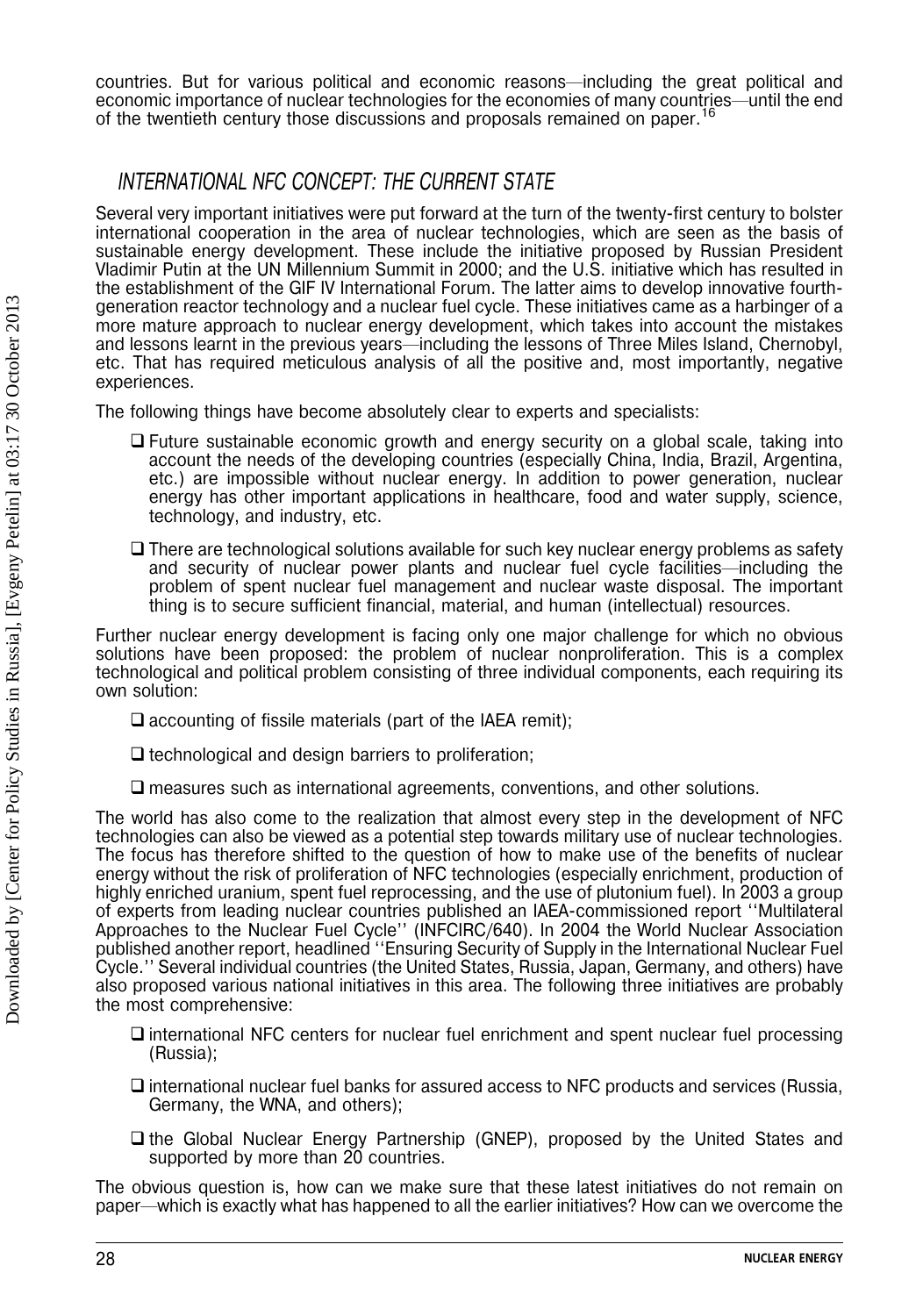countries. But for various political and economic reasons—including the great political and economic importance of nuclear technologies for the economies of many countries—until the end of the twentieth century those discussions and proposals remained on paper.[16]

## INTERNATIONAL NFC CONCEPT: THE CURRENT STATE

Several very important initiatives were put forward at the turn of the twenty-first century to bolster international cooperation in the area of nuclear technologies, which are seen as the basis of sustainable energy development. These include the initiative proposed by Russian President Vladimir Putin at the UN Millennium Summit in 2000; and the U.S. initiative which has resulted in the establishment of the GIF IV International Forum. The latter aims to develop innovative fourth-generation reactor technology and a nuclear fuel cycle. These initiatives came as a harbinger of a more mature approach to nuclear energy development, which takes into account the mistakes and lessons learnt in the previous years—including the lessons of Three Miles Island, Chernobyl, etc. That has required meticulous analysis of all the positive and, most importantly, negative experiences.

The following things have become absolutely clear to experts and specialists:

- Future sustainable economic growth and energy security on a global scale, taking into account the needs of the developing countries (especially China, India, Brazil, Argentina, etc.) are impossible without nuclear energy. In addition to power generation, nuclear energy has other important applications in healthcare, food and water supply, science, technology, and industry, etc.
- There are technological solutions available for such key nuclear energy problems as safety and security of nuclear power plants and nuclear fuel cycle facilities—including the problem of spent nuclear fuel management and nuclear waste disposal. The important thing is to secure sufficient financial, material, and human (intellectual) resources.

Further nuclear energy development is facing only one major challenge for which no obvious solutions have been proposed: the problem of nuclear nonproliferation. This is a complex technological and political problem consisting of three individual components, each requiring its own solution:

- accounting of fissile materials (part of the IAEA remit);
- technological and design barriers to proliferation;
- measures such as international agreements, conventions, and other solutions.

The world has also come to the realization that almost every step in the development of NFC technologies can also be viewed as a potential step towards military use of nuclear technologies. The focus has therefore shifted to the question of how to make use of the benefits of nuclear energy without the risk of proliferation of NFC technologies (especially enrichment, production of highly enriched uranium, spent fuel reprocessing, and the use of plutonium fuel). In 2003 a group of experts from leading nuclear countries published an IAEA-commissioned report ''Multilateral Approaches to the Nuclear Fuel Cycle'' (INFCIRC/640). In 2004 the World Nuclear Association published another report, headlined ''Ensuring Security of Supply in the International Nuclear Fuel Cycle.'' Several individual countries (the United States, Russia, Japan, Germany, and others) have also proposed various national initiatives in this area. The following three initiatives are probably the most comprehensive:

- international NFC centers for nuclear fuel enrichment and spent nuclear fuel processing (Russia);
- international nuclear fuel banks for assured access to NFC products and services (Russia, Germany, the WNA, and others);
- the Global Nuclear Energy Partnership (GNEP), proposed by the United States and supported by more than 20 countries.

The obvious question is, how can we make sure that these latest initiatives do not remain on paper—which is exactly what has happened to all the earlier initiatives? How can we overcome the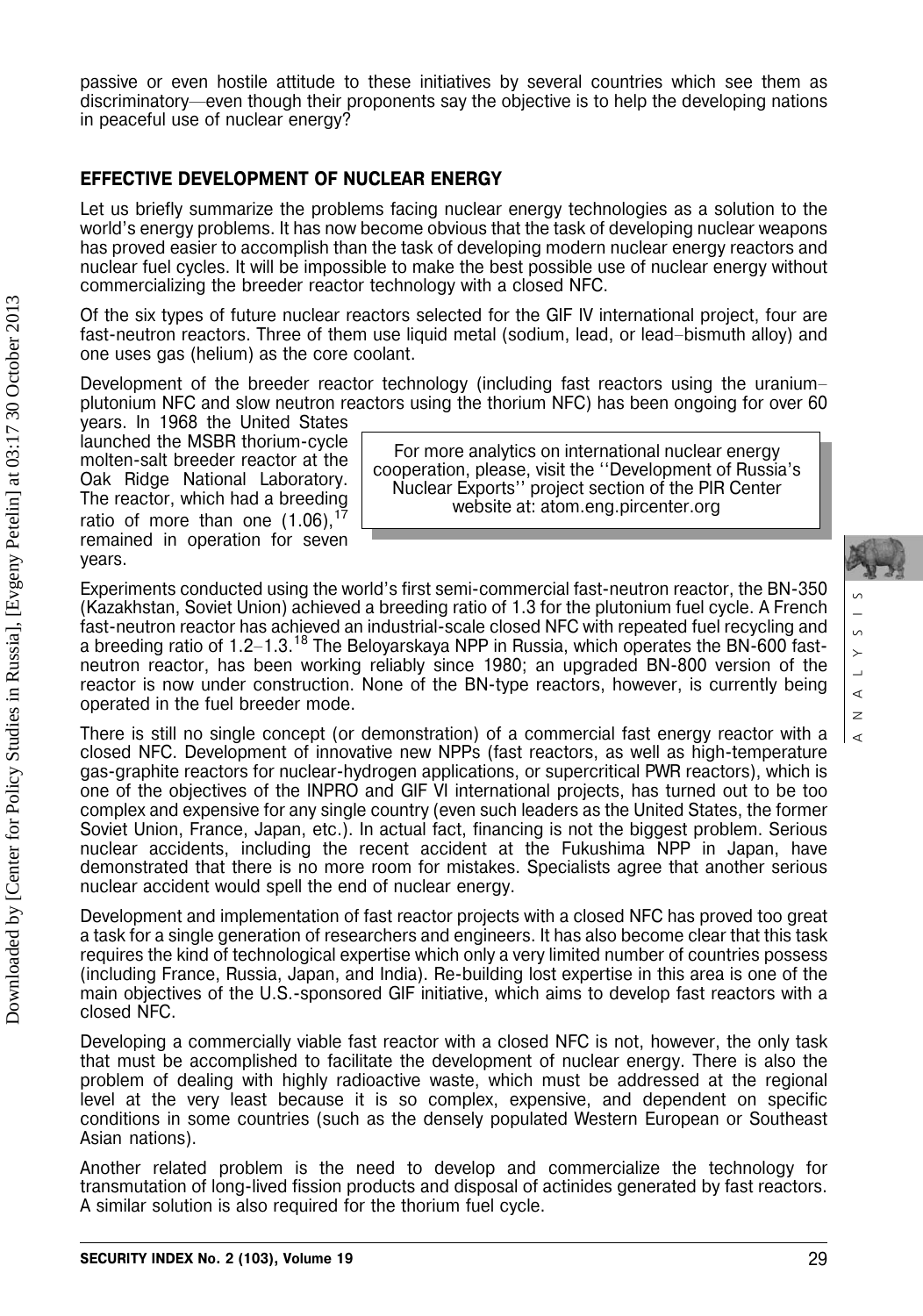passive or even hostile attitude to these initiatives by several countries which see them as discriminatory—even though their proponents say the objective is to help the developing nations in peaceful use of nuclear energy?

## EFFECTIVE DEVELOPMENT OF NUCLEAR ENERGY

Let us briefly summarize the problems facing nuclear energy technologies as a solution to the world's energy problems. It has now become obvious that the task of developing nuclear weapons has proved easier to accomplish than the task of developing modern nuclear energy reactors and nuclear fuel cycles. It will be impossible to make the best possible use of nuclear energy without commercializing the breeder reactor technology with a closed NFC.

Of the six types of future nuclear reactors selected for the GIF IV international project, four are fast-neutron reactors. Three of them use liquid metal (sodium, lead, or lead–bismuth alloy) and one uses gas (helium) as the core coolant.

Development of the breeder reactor technology (including fast reactors using the uranium–plutonium NFC and slow neutron reactors using the thorium NFC) has been ongoing for over 60 years. In 1968 the United States launched the MSBR thorium-cycle molten-salt breeder reactor at the Oak Ridge National Laboratory. The reactor, which had a breeding ratio of more than one (1.06),[17] remained in operation for seven years.

> For more analytics on international nuclear energy cooperation, please, visit the ''Development of Russia's Nuclear Exports'' project section of the PIR Center website at: atom.eng.pircenter.org

Experiments conducted using the world's first semi-commercial fast-neutron reactor, the BN-350 (Kazakhstan, Soviet Union) achieved a breeding ratio of 1.3 for the plutonium fuel cycle. A French fast-neutron reactor has achieved an industrial-scale closed NFC with repeated fuel recycling and a breeding ratio of 1.2–1.3.[18] The Beloyarskaya NPP in Russia, which operates the BN-600 fast-neutron reactor, has been working reliably since 1980; an upgraded BN-800 version of the reactor is now under construction. None of the BN-type reactors, however, is currently being operated in the fuel breeder mode.

There is still no single concept (or demonstration) of a commercial fast energy reactor with a closed NFC. Development of innovative new NPPs (fast reactors, as well as high-temperature gas-graphite reactors for nuclear-hydrogen applications, or supercritical PWR reactors), which is one of the objectives of the INPRO and GIF VI international projects, has turned out to be too complex and expensive for any single country (even such leaders as the United States, the former Soviet Union, France, Japan, etc.). In actual fact, financing is not the biggest problem. Serious nuclear accidents, including the recent accident at the Fukushima NPP in Japan, have demonstrated that there is no more room for mistakes. Specialists agree that another serious nuclear accident would spell the end of nuclear energy.

Development and implementation of fast reactor projects with a closed NFC has proved too great a task for a single generation of researchers and engineers. It has also become clear that this task requires the kind of technological expertise which only a very limited number of countries possess (including France, Russia, Japan, and India). Re-building lost expertise in this area is one of the main objectives of the U.S.-sponsored GIF initiative, which aims to develop fast reactors with a closed NFC.

Developing a commercially viable fast reactor with a closed NFC is not, however, the only task that must be accomplished to facilitate the development of nuclear energy. There is also the problem of dealing with highly radioactive waste, which must be addressed at the regional level at the very least because it is so complex, expensive, and dependent on specific conditions in some countries (such as the densely populated Western European or Southeast Asian nations).

Another related problem is the need to develop and commercialize the technology for transmutation of long-lived fission products and disposal of actinides generated by fast reactors. A similar solution is also required for the thorium fuel cycle.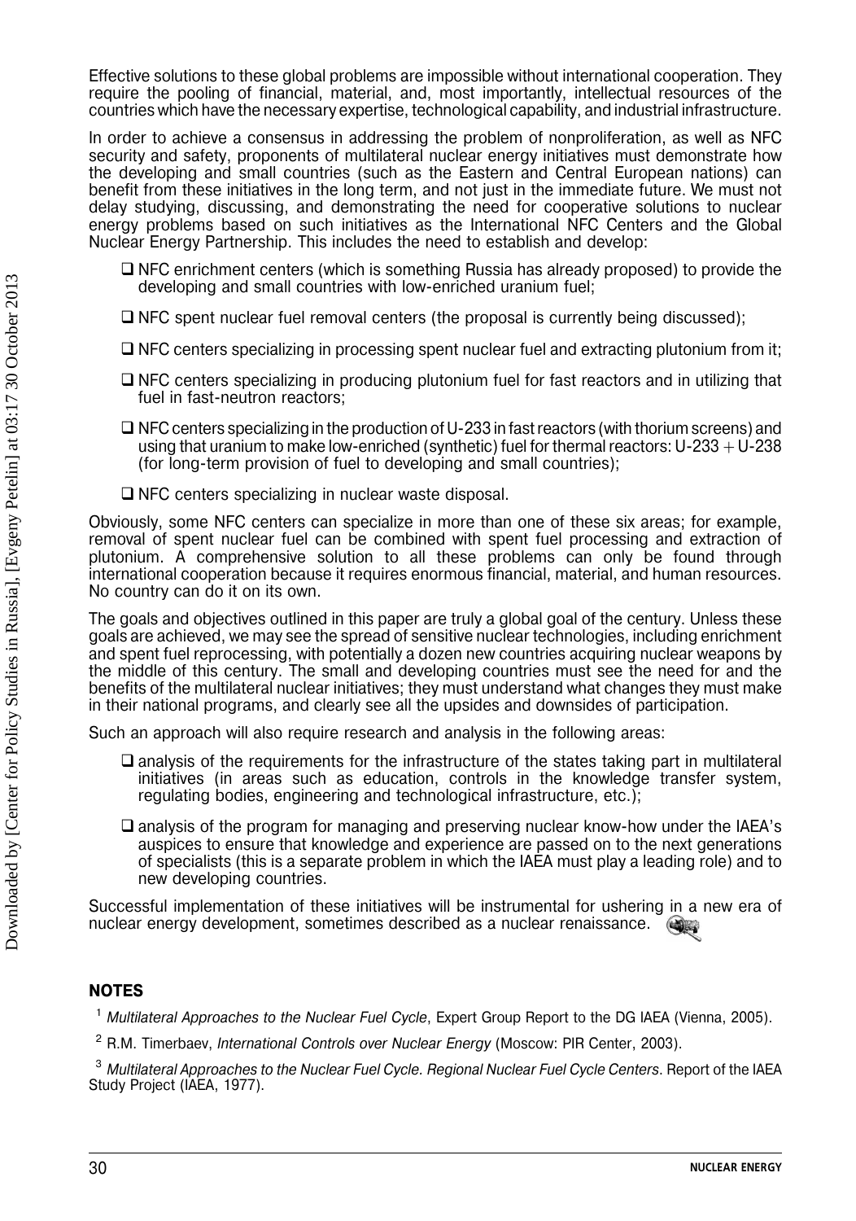Effective solutions to these global problems are impossible without international cooperation. They require the pooling of financial, material, and, most importantly, intellectual resources of the countries which have the necessary expertise, technological capability, and industrial infrastructure.

In order to achieve a consensus in addressing the problem of nonproliferation, as well as NFC security and safety, proponents of multilateral nuclear energy initiatives must demonstrate how the developing and small countries (such as the Eastern and Central European nations) can benefit from these initiatives in the long term, and not just in the immediate future. We must not delay studying, discussing, and demonstrating the need for cooperative solutions to nuclear energy problems based on such initiatives as the International NFC Centers and the Global Nuclear Energy Partnership. This includes the need to establish and develop:

- NFC enrichment centers (which is something Russia has already proposed) to provide the developing and small countries with low-enriched uranium fuel;
- NFC spent nuclear fuel removal centers (the proposal is currently being discussed);
- NFC centers specializing in processing spent nuclear fuel and extracting plutonium from it;
- NFC centers specializing in producing plutonium fuel for fast reactors and in utilizing that fuel in fast-neutron reactors;
- NFC centers specializing in the production of U-233 in fast reactors (with thorium screens) and using that uranium to make low-enriched (synthetic) fuel for thermal reactors: U-233 + U-238 (for long-term provision of fuel to developing and small countries);
- NFC centers specializing in nuclear waste disposal.

Obviously, some NFC centers can specialize in more than one of these six areas; for example, removal of spent nuclear fuel can be combined with spent fuel processing and extraction of plutonium. A comprehensive solution to all these problems can only be found through international cooperation because it requires enormous financial, material, and human resources. No country can do it on its own.

The goals and objectives outlined in this paper are truly a global goal of the century. Unless these goals are achieved, we may see the spread of sensitive nuclear technologies, including enrichment and spent fuel reprocessing, with potentially a dozen new countries acquiring nuclear weapons by the middle of this century. The small and developing countries must see the need for and the benefits of the multilateral nuclear initiatives; they must understand what changes they must make in their national programs, and clearly see all the upsides and downsides of participation.

Such an approach will also require research and analysis in the following areas:

- analysis of the requirements for the infrastructure of the states taking part in multilateral initiatives (in areas such as education, controls in the knowledge transfer system, regulating bodies, engineering and technological infrastructure, etc.);
- analysis of the program for managing and preserving nuclear know-how under the IAEA's auspices to ensure that knowledge and experience are passed on to the next generations of specialists (this is a separate problem in which the IAEA must play a leading role) and to new developing countries.

Successful implementation of these initiatives will be instrumental for ushering in a new era of nuclear energy development, sometimes described as a nuclear renaissance.

## NOTES

[1] *Multilateral Approaches to the Nuclear Fuel Cycle*, Expert Group Report to the DG IAEA (Vienna, 2005).

[2] R.M. Timerbaev, *International Controls over Nuclear Energy* (Moscow: PIR Center, 2003).

[3] *Multilateral Approaches to the Nuclear Fuel Cycle. Regional Nuclear Fuel Cycle Centers*. Report of the IAEA Study Project (IAEA, 1977).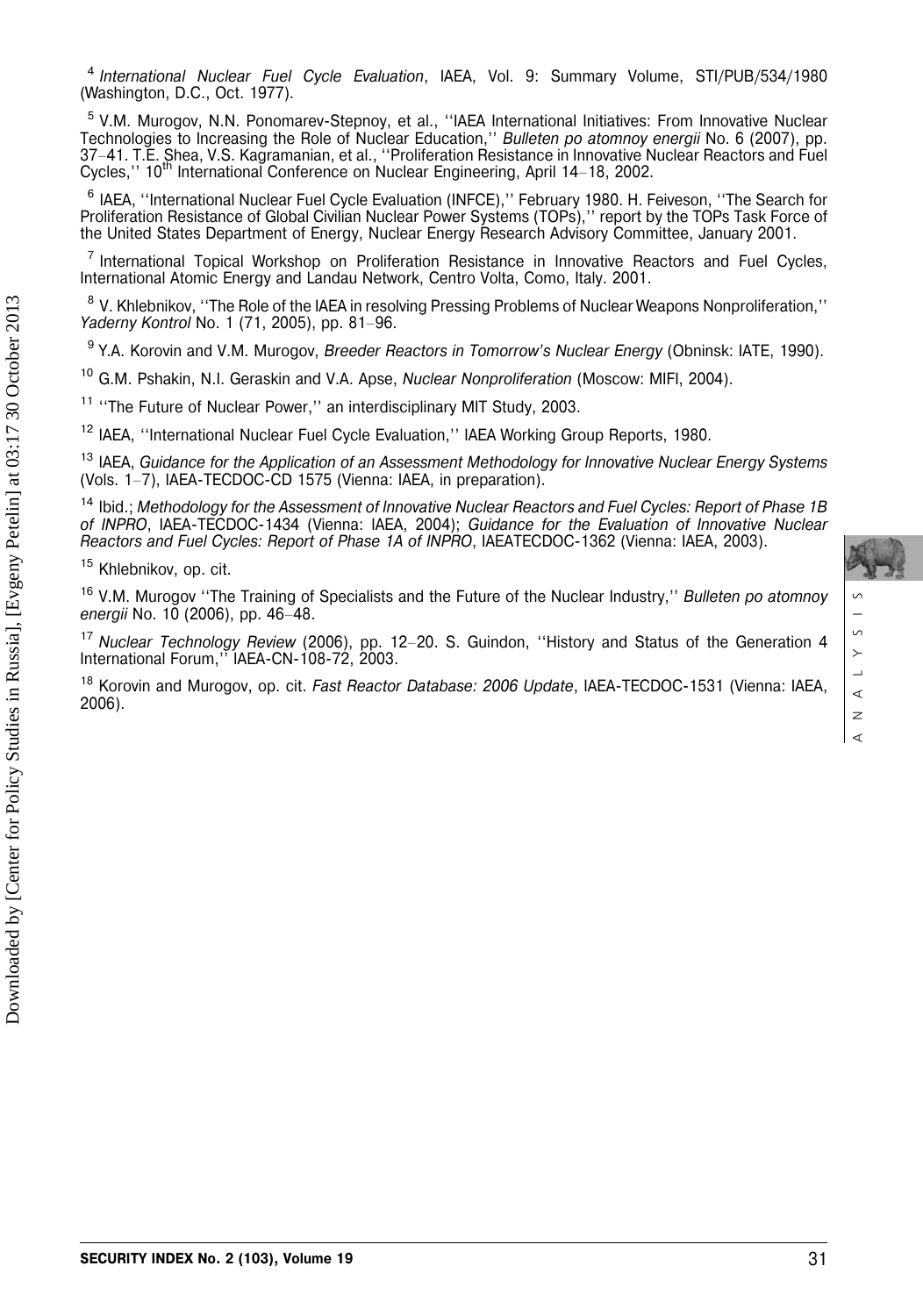[4] *International Nuclear Fuel Cycle Evaluation*, IAEA, Vol. 9: Summary Volume, STI/PUB/534/1980 (Washington, D.C., Oct. 1977).

[5] V.M. Murogov, N.N. Ponomarev-Stepnoy, et al., ''IAEA International Initiatives: From Innovative Nuclear Technologies to Increasing the Role of Nuclear Education,'' *Bulleten po atomnoy energii* No. 6 (2007), pp. 37–41. T.E. Shea, V.S. Kagramanian, et al., ''Proliferation Resistance in Innovative Nuclear Reactors and Fuel Cycles,'' 10th International Conference on Nuclear Engineering, April 14–18, 2002.

[6] IAEA, ''International Nuclear Fuel Cycle Evaluation (INFCE),'' February 1980. H. Feiveson, ''The Search for Proliferation Resistance of Global Civilian Nuclear Power Systems (TOPs),'' report by the TOPs Task Force of the United States Department of Energy, Nuclear Energy Research Advisory Committee, January 2001.

[7] International Topical Workshop on Proliferation Resistance in Innovative Reactors and Fuel Cycles, International Atomic Energy and Landau Network, Centro Volta, Como, Italy. 2001.

[8] V. Khlebnikov, ''The Role of the IAEA in resolving Pressing Problems of Nuclear Weapons Nonproliferation,'' *Yaderny Kontrol* No. 1 (71, 2005), pp. 81–96.

[9] Y.A. Korovin and V.M. Murogov, *Breeder Reactors in Tomorrow's Nuclear Energy* (Obninsk: IATE, 1990).

[10] G.M. Pshakin, N.I. Geraskin and V.A. Apse, *Nuclear Nonproliferation* (Moscow: MIFI, 2004).

[11] ''The Future of Nuclear Power,'' an interdisciplinary MIT Study, 2003.

[12] IAEA, ''International Nuclear Fuel Cycle Evaluation,'' IAEA Working Group Reports, 1980.

[13] IAEA, *Guidance for the Application of an Assessment Methodology for Innovative Nuclear Energy Systems* (Vols. 1–7), IAEA-TECDOC-CD 1575 (Vienna: IAEA, in preparation).

[14] Ibid.; *Methodology for the Assessment of Innovative Nuclear Reactors and Fuel Cycles: Report of Phase 1B of INPRO*, IAEA-TECDOC-1434 (Vienna: IAEA, 2004); *Guidance for the Evaluation of Innovative Nuclear Reactors and Fuel Cycles: Report of Phase 1A of INPRO*, IAEATECDOC-1362 (Vienna: IAEA, 2003).

[15] Khlebnikov, op. cit.

[16] V.M. Murogov ''The Training of Specialists and the Future of the Nuclear Industry,'' *Bulleten po atomnoy energii* No. 10 (2006), pp. 46–48.

[17] *Nuclear Technology Review* (2006), pp. 12–20. S. Guindon, ''History and Status of the Generation 4 International Forum,'' IAEA-CN-108-72, 2003.

[18] Korovin and Murogov, op. cit. *Fast Reactor Database: 2006 Update*, IAEA-TECDOC-1531 (Vienna: IAEA, 2006).